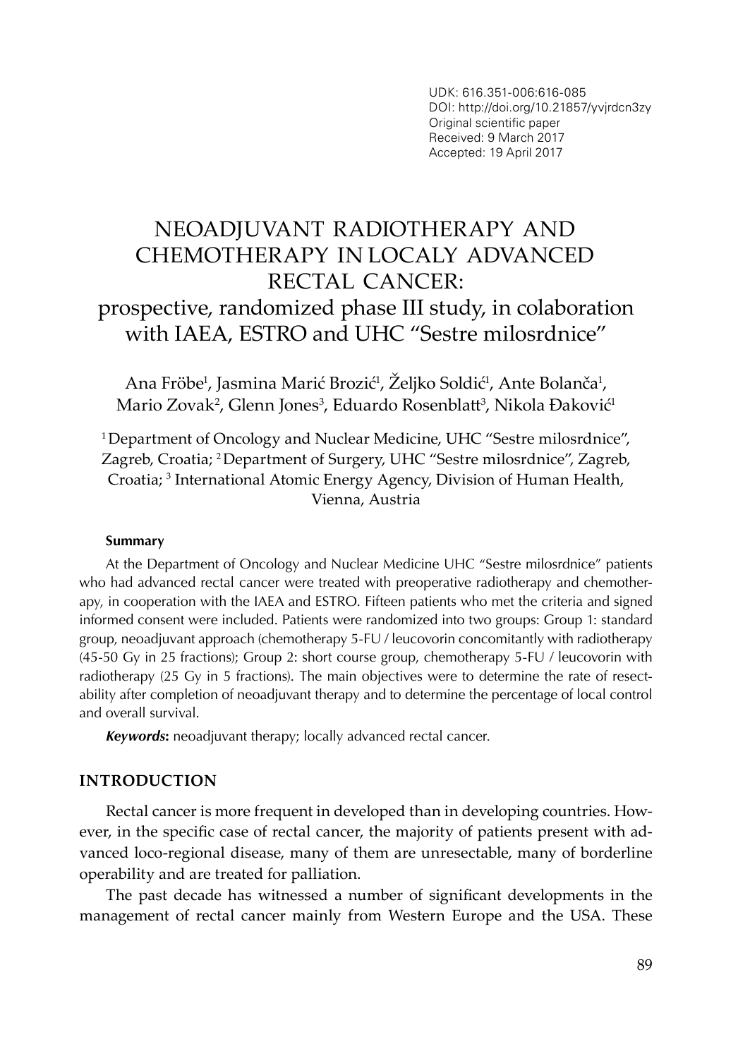UDK: 616.351-006:616-085
DOI: http://doi.org/10.21857/yvjrdcn3zy
Original scientific paper
Received: 9 March 2017
Accepted: 19 April 2017

# NEOADJUVANT RADIOTHERAPY AND CHEMOTHERAPY IN LOCALY ADVANCED RECTAL CANCER: prospective, randomized phase III study, in colaboration with IAEA, ESTRO and UHC "Sestre milosrdnice"

Ana Fröbe[1], Jasmina Marić Brozić[1], Željko Soldić[1], Ante Bolanča[1], Mario Zovak[2], Glenn Jones[3], Eduardo Rosenblatt[3], Nikola Đaković[1]

[1] Department of Oncology and Nuclear Medicine, UHC "Sestre milosrdnice", Zagreb, Croatia; [2] Department of Surgery, UHC "Sestre milosrdnice", Zagreb, Croatia; [3] International Atomic Energy Agency, Division of Human Health, Vienna, Austria

**Summary**

At the Department of Oncology and Nuclear Medicine UHC "Sestre milosrdnice" patients who had advanced rectal cancer were treated with preoperative radiotherapy and chemotherapy, in cooperation with the IAEA and ESTRO. Fifteen patients who met the criteria and signed informed consent were included. Patients were randomized into two groups: Group 1: standard group, neoadjuvant approach (chemotherapy 5-FU / leucovorin concomitantly with radiotherapy (45-50 Gy in 25 fractions); Group 2: short course group, chemotherapy 5-FU / leucovorin with radiotherapy (25 Gy in 5 fractions). The main objectives were to determine the rate of resectability after completion of neoadjuvant therapy and to determine the percentage of local control and overall survival.

***Keywords*:** neoadjuvant therapy; locally advanced rectal cancer.

## INTRODUCTION

Rectal cancer is more frequent in developed than in developing countries. However, in the specific case of rectal cancer, the majority of patients present with advanced loco-regional disease, many of them are unresectable, many of borderline operability and are treated for palliation.

The past decade has witnessed a number of significant developments in the management of rectal cancer mainly from Western Europe and the USA. These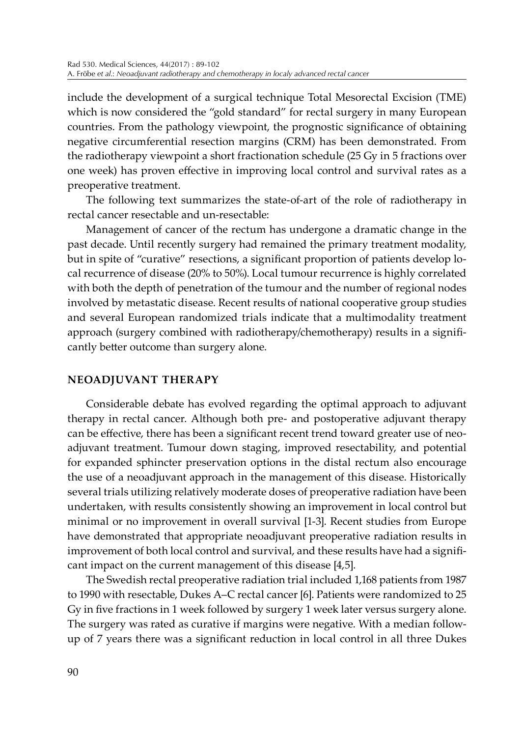include the development of a surgical technique Total Mesorectal Excision (TME) which is now considered the "gold standard" for rectal surgery in many European countries. From the pathology viewpoint, the prognostic significance of obtaining negative circumferential resection margins (CRM) has been demonstrated. From the radiotherapy viewpoint a short fractionation schedule (25 Gy in 5 fractions over one week) has proven effective in improving local control and survival rates as a preoperative treatment.

The following text summarizes the state-of-art of the role of radiotherapy in rectal cancer resectable and un-resectable:

Management of cancer of the rectum has undergone a dramatic change in the past decade. Until recently surgery had remained the primary treatment modality, but in spite of "curative" resections, a significant proportion of patients develop local recurrence of disease (20% to 50%). Local tumour recurrence is highly correlated with both the depth of penetration of the tumour and the number of regional nodes involved by metastatic disease. Recent results of national cooperative group studies and several European randomized trials indicate that a multimodality treatment approach (surgery combined with radiotherapy/chemotherapy) results in a significantly better outcome than surgery alone.

## NEOADJUVANT THERAPY

Considerable debate has evolved regarding the optimal approach to adjuvant therapy in rectal cancer. Although both pre- and postoperative adjuvant therapy can be effective, there has been a significant recent trend toward greater use of neoadjuvant treatment. Tumour down staging, improved resectability, and potential for expanded sphincter preservation options in the distal rectum also encourage the use of a neoadjuvant approach in the management of this disease. Historically several trials utilizing relatively moderate doses of preoperative radiation have been undertaken, with results consistently showing an improvement in local control but minimal or no improvement in overall survival [1-3]. Recent studies from Europe have demonstrated that appropriate neoadjuvant preoperative radiation results in improvement of both local control and survival, and these results have had a significant impact on the current management of this disease [4,5].

The Swedish rectal preoperative radiation trial included 1,168 patients from 1987 to 1990 with resectable, Dukes A–C rectal cancer [6]. Patients were randomized to 25 Gy in five fractions in 1 week followed by surgery 1 week later versus surgery alone. The surgery was rated as curative if margins were negative. With a median follow-up of 7 years there was a significant reduction in local control in all three Dukes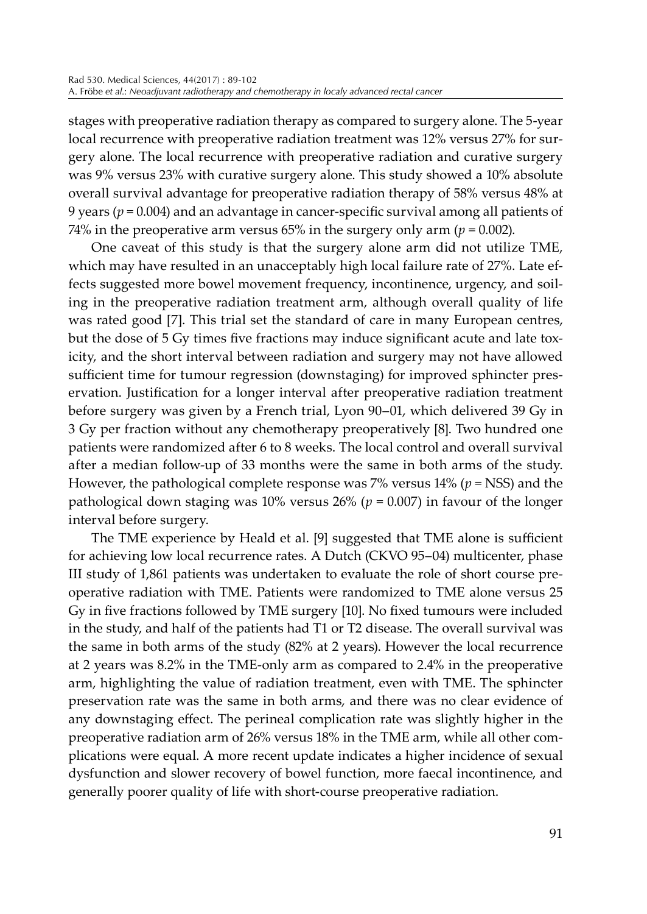stages with preoperative radiation therapy as compared to surgery alone. The 5-year local recurrence with preoperative radiation treatment was 12% versus 27% for surgery alone. The local recurrence with preoperative radiation and curative surgery was 9% versus 23% with curative surgery alone. This study showed a 10% absolute overall survival advantage for preoperative radiation therapy of 58% versus 48% at 9 years ($p = 0.004$) and an advantage in cancer-specific survival among all patients of 74% in the preoperative arm versus 65% in the surgery only arm ($p = 0.002$).

One caveat of this study is that the surgery alone arm did not utilize TME, which may have resulted in an unacceptably high local failure rate of 27%. Late effects suggested more bowel movement frequency, incontinence, urgency, and soiling in the preoperative radiation treatment arm, although overall quality of life was rated good [7]. This trial set the standard of care in many European centres, but the dose of 5 Gy times five fractions may induce significant acute and late toxicity, and the short interval between radiation and surgery may not have allowed sufficient time for tumour regression (downstaging) for improved sphincter preservation. Justification for a longer interval after preoperative radiation treatment before surgery was given by a French trial, Lyon 90–01, which delivered 39 Gy in 3 Gy per fraction without any chemotherapy preoperatively [8]. Two hundred one patients were randomized after 6 to 8 weeks. The local control and overall survival after a median follow-up of 33 months were the same in both arms of the study. However, the pathological complete response was 7% versus 14% ($p$ = NSS) and the pathological down staging was 10% versus 26% ($p = 0.007$) in favour of the longer interval before surgery.

The TME experience by Heald et al. [9] suggested that TME alone is sufficient for achieving low local recurrence rates. A Dutch (CKVO 95–04) multicenter, phase III study of 1,861 patients was undertaken to evaluate the role of short course preoperative radiation with TME. Patients were randomized to TME alone versus 25 Gy in five fractions followed by TME surgery [10]. No fixed tumours were included in the study, and half of the patients had T1 or T2 disease. The overall survival was the same in both arms of the study (82% at 2 years). However the local recurrence at 2 years was 8.2% in the TME-only arm as compared to 2.4% in the preoperative arm, highlighting the value of radiation treatment, even with TME. The sphincter preservation rate was the same in both arms, and there was no clear evidence of any downstaging effect. The perineal complication rate was slightly higher in the preoperative radiation arm of 26% versus 18% in the TME arm, while all other complications were equal. A more recent update indicates a higher incidence of sexual dysfunction and slower recovery of bowel function, more faecal incontinence, and generally poorer quality of life with short-course preoperative radiation.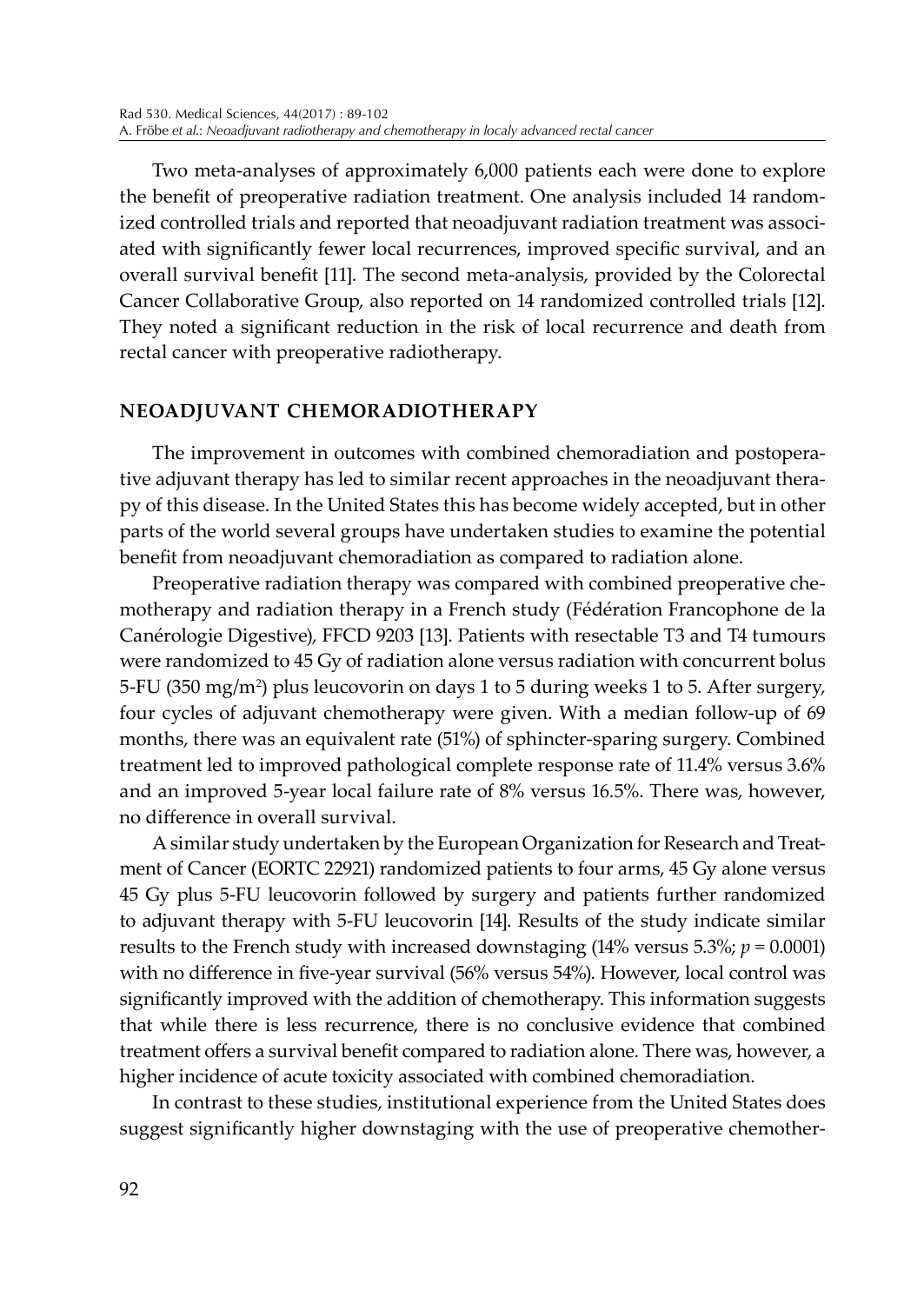Two meta-analyses of approximately 6,000 patients each were done to explore the benefit of preoperative radiation treatment. One analysis included 14 randomized controlled trials and reported that neoadjuvant radiation treatment was associated with significantly fewer local recurrences, improved specific survival, and an overall survival benefit [11]. The second meta-analysis, provided by the Colorectal Cancer Collaborative Group, also reported on 14 randomized controlled trials [12]. They noted a significant reduction in the risk of local recurrence and death from rectal cancer with preoperative radiotherapy.

## NEOADJUVANT CHEMORADIOTHERAPY

The improvement in outcomes with combined chemoradiation and postoperative adjuvant therapy has led to similar recent approaches in the neoadjuvant therapy of this disease. In the United States this has become widely accepted, but in other parts of the world several groups have undertaken studies to examine the potential benefit from neoadjuvant chemoradiation as compared to radiation alone.

Preoperative radiation therapy was compared with combined preoperative chemotherapy and radiation therapy in a French study (Fédération Francophone de la Canérologie Digestive), FFCD 9203 [13]. Patients with resectable T3 and T4 tumours were randomized to 45 Gy of radiation alone versus radiation with concurrent bolus 5-FU (350 mg/m$^2$) plus leucovorin on days 1 to 5 during weeks 1 to 5. After surgery, four cycles of adjuvant chemotherapy were given. With a median follow-up of 69 months, there was an equivalent rate (51%) of sphincter-sparing surgery. Combined treatment led to improved pathological complete response rate of 11.4% versus 3.6% and an improved 5-year local failure rate of 8% versus 16.5%. There was, however, no difference in overall survival.

A similar study undertaken by the European Organization for Research and Treatment of Cancer (EORTC 22921) randomized patients to four arms, 45 Gy alone versus 45 Gy plus 5-FU leucovorin followed by surgery and patients further randomized to adjuvant therapy with 5-FU leucovorin [14]. Results of the study indicate similar results to the French study with increased downstaging (14% versus 5.3%; $p = 0.0001$) with no difference in five-year survival (56% versus 54%). However, local control was significantly improved with the addition of chemotherapy. This information suggests that while there is less recurrence, there is no conclusive evidence that combined treatment offers a survival benefit compared to radiation alone. There was, however, a higher incidence of acute toxicity associated with combined chemoradiation.

In contrast to these studies, institutional experience from the United States does suggest significantly higher downstaging with the use of preoperative chemother-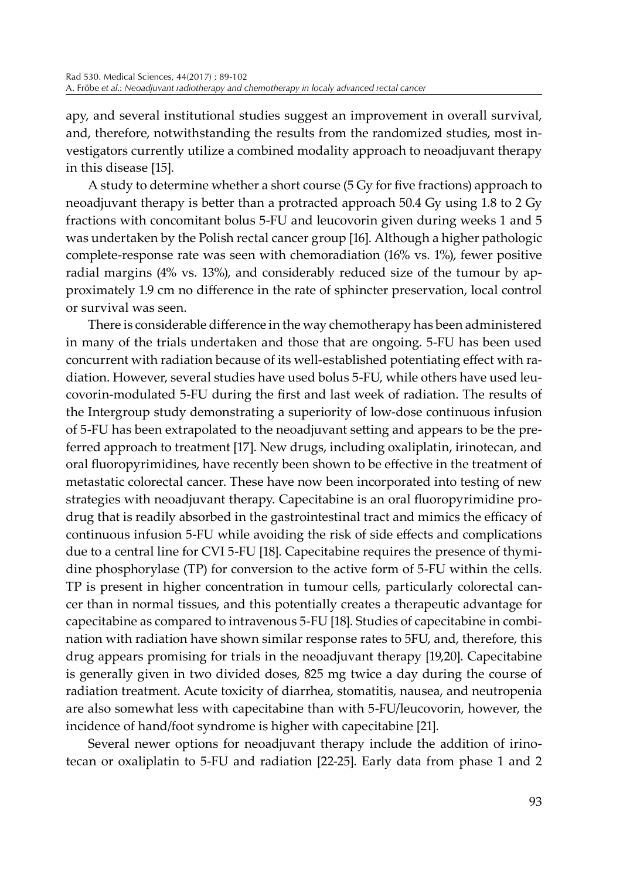apy, and several institutional studies suggest an improvement in overall survival, and, therefore, notwithstanding the results from the randomized studies, most investigators currently utilize a combined modality approach to neoadjuvant therapy in this disease [15].

A study to determine whether a short course (5 Gy for five fractions) approach to neoadjuvant therapy is better than a protracted approach 50.4 Gy using 1.8 to 2 Gy fractions with concomitant bolus 5-FU and leucovorin given during weeks 1 and 5 was undertaken by the Polish rectal cancer group [16]. Although a higher pathologic complete-response rate was seen with chemoradiation (16% vs. 1%), fewer positive radial margins (4% vs. 13%), and considerably reduced size of the tumour by approximately 1.9 cm no difference in the rate of sphincter preservation, local control or survival was seen.

There is considerable difference in the way chemotherapy has been administered in many of the trials undertaken and those that are ongoing. 5-FU has been used concurrent with radiation because of its well-established potentiating effect with radiation. However, several studies have used bolus 5-FU, while others have used leucovorin-modulated 5-FU during the first and last week of radiation. The results of the Intergroup study demonstrating a superiority of low-dose continuous infusion of 5-FU has been extrapolated to the neoadjuvant setting and appears to be the preferred approach to treatment [17]. New drugs, including oxaliplatin, irinotecan, and oral fluoropyrimidines, have recently been shown to be effective in the treatment of metastatic colorectal cancer. These have now been incorporated into testing of new strategies with neoadjuvant therapy. Capecitabine is an oral fluoropyrimidine prodrug that is readily absorbed in the gastrointestinal tract and mimics the efficacy of continuous infusion 5-FU while avoiding the risk of side effects and complications due to a central line for CVI 5-FU [18]. Capecitabine requires the presence of thymidine phosphorylase (TP) for conversion to the active form of 5-FU within the cells. TP is present in higher concentration in tumour cells, particularly colorectal cancer than in normal tissues, and this potentially creates a therapeutic advantage for capecitabine as compared to intravenous 5-FU [18]. Studies of capecitabine in combination with radiation have shown similar response rates to 5FU, and, therefore, this drug appears promising for trials in the neoadjuvant therapy [19,20]. Capecitabine is generally given in two divided doses, 825 mg twice a day during the course of radiation treatment. Acute toxicity of diarrhea, stomatitis, nausea, and neutropenia are also somewhat less with capecitabine than with 5-FU/leucovorin, however, the incidence of hand/foot syndrome is higher with capecitabine [21].

Several newer options for neoadjuvant therapy include the addition of irinotecan or oxaliplatin to 5-FU and radiation [22-25]. Early data from phase 1 and 2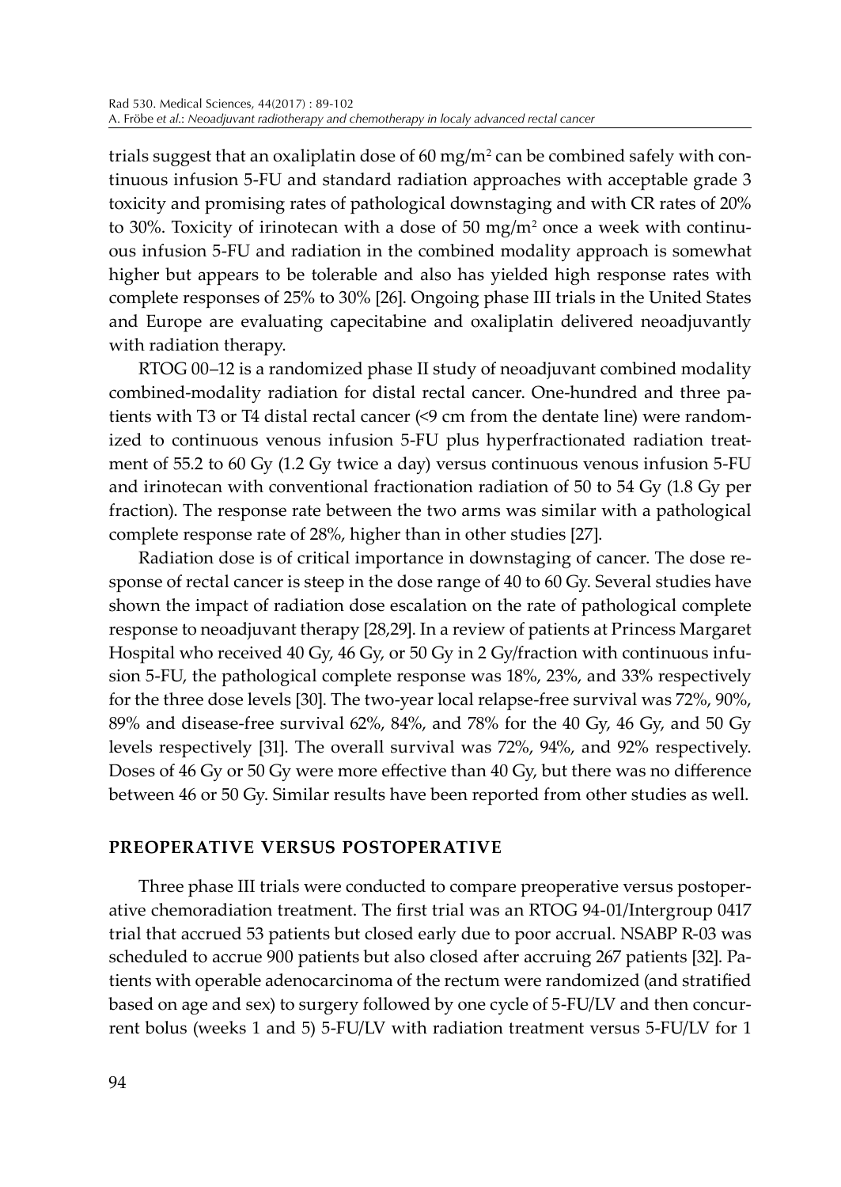trials suggest that an oxaliplatin dose of 60 $mg/m^2$ can be combined safely with continuous infusion 5-FU and standard radiation approaches with acceptable grade 3 toxicity and promising rates of pathological downstaging and with CR rates of 20% to 30%. Toxicity of irinotecan with a dose of 50 $mg/m^2$ once a week with continuous infusion 5-FU and radiation in the combined modality approach is somewhat higher but appears to be tolerable and also has yielded high response rates with complete responses of 25% to 30% [26]. Ongoing phase III trials in the United States and Europe are evaluating capecitabine and oxaliplatin delivered neoadjuvantly with radiation therapy.

RTOG 00–12 is a randomized phase II study of neoadjuvant combined modality combined-modality radiation for distal rectal cancer. One-hundred and three patients with T3 or T4 distal rectal cancer (<9 cm from the dentate line) were randomized to continuous venous infusion 5-FU plus hyperfractionated radiation treatment of 55.2 to 60 Gy (1.2 Gy twice a day) versus continuous venous infusion 5-FU and irinotecan with conventional fractionation radiation of 50 to 54 Gy (1.8 Gy per fraction). The response rate between the two arms was similar with a pathological complete response rate of 28%, higher than in other studies [27].

Radiation dose is of critical importance in downstaging of cancer. The dose response of rectal cancer is steep in the dose range of 40 to 60 Gy. Several studies have shown the impact of radiation dose escalation on the rate of pathological complete response to neoadjuvant therapy [28,29]. In a review of patients at Princess Margaret Hospital who received 40 Gy, 46 Gy, or 50 Gy in 2 Gy/fraction with continuous infusion 5-FU, the pathological complete response was 18%, 23%, and 33% respectively for the three dose levels [30]. The two-year local relapse-free survival was 72%, 90%, 89% and disease-free survival 62%, 84%, and 78% for the 40 Gy, 46 Gy, and 50 Gy levels respectively [31]. The overall survival was 72%, 94%, and 92% respectively. Doses of 46 Gy or 50 Gy were more effective than 40 Gy, but there was no difference between 46 or 50 Gy. Similar results have been reported from other studies as well.

## PREOPERATIVE VERSUS POSTOPERATIVE

Three phase III trials were conducted to compare preoperative versus postoperative chemoradiation treatment. The first trial was an RTOG 94-01/Intergroup 0417 trial that accrued 53 patients but closed early due to poor accrual. NSABP R-03 was scheduled to accrue 900 patients but also closed after accruing 267 patients [32]. Patients with operable adenocarcinoma of the rectum were randomized (and stratified based on age and sex) to surgery followed by one cycle of 5-FU/LV and then concurrent bolus (weeks 1 and 5) 5-FU/LV with radiation treatment versus 5-FU/LV for 1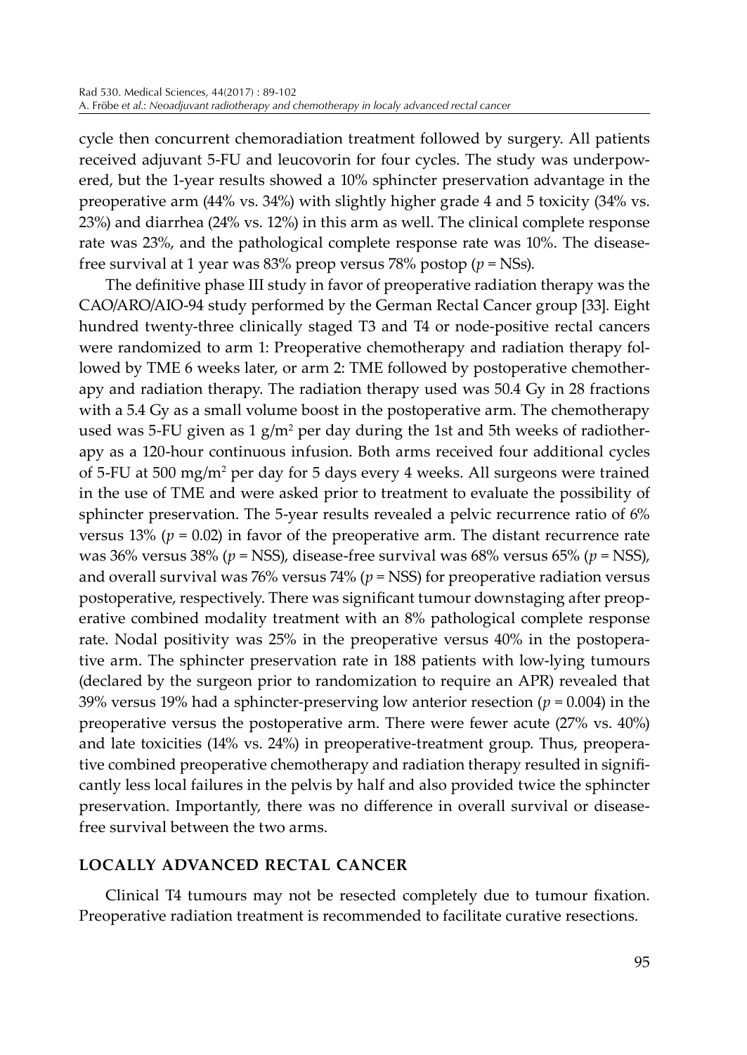cycle then concurrent chemoradiation treatment followed by surgery. All patients received adjuvant 5-FU and leucovorin for four cycles. The study was underpowered, but the 1-year results showed a 10% sphincter preservation advantage in the preoperative arm (44% vs. 34%) with slightly higher grade 4 and 5 toxicity (34% vs. 23%) and diarrhea (24% vs. 12%) in this arm as well. The clinical complete response rate was 23%, and the pathological complete response rate was 10%. The disease-free survival at 1 year was 83% preop versus 78% postop ($p$ = NSs).

The definitive phase III study in favor of preoperative radiation therapy was the CAO/ARO/AIO-94 study performed by the German Rectal Cancer group [33]. Eight hundred twenty-three clinically staged T3 and T4 or node-positive rectal cancers were randomized to arm 1: Preoperative chemotherapy and radiation therapy followed by TME 6 weeks later, or arm 2: TME followed by postoperative chemotherapy and radiation therapy. The radiation therapy used was 50.4 Gy in 28 fractions with a 5.4 Gy as a small volume boost in the postoperative arm. The chemotherapy used was 5-FU given as 1 $g/m^2$ per day during the 1st and 5th weeks of radiotherapy as a 120-hour continuous infusion. Both arms received four additional cycles of 5-FU at 500 $mg/m^2$ per day for 5 days every 4 weeks. All surgeons were trained in the use of TME and were asked prior to treatment to evaluate the possibility of sphincter preservation. The 5-year results revealed a pelvic recurrence ratio of 6% versus 13% ($p = 0.02$) in favor of the preoperative arm. The distant recurrence rate was 36% versus 38% ($p$ = NSS), disease-free survival was 68% versus 65% ($p$ = NSS), and overall survival was 76% versus 74% ($p$ = NSS) for preoperative radiation versus postoperative, respectively. There was significant tumour downstaging after preoperative combined modality treatment with an 8% pathological complete response rate. Nodal positivity was 25% in the preoperative versus 40% in the postoperative arm. The sphincter preservation rate in 188 patients with low-lying tumours (declared by the surgeon prior to randomization to require an APR) revealed that 39% versus 19% had a sphincter-preserving low anterior resection ($p = 0.004$) in the preoperative versus the postoperative arm. There were fewer acute (27% vs. 40%) and late toxicities (14% vs. 24%) in preoperative-treatment group. Thus, preoperative combined preoperative chemotherapy and radiation therapy resulted in significantly less local failures in the pelvis by half and also provided twice the sphincter preservation. Importantly, there was no difference in overall survival or disease-free survival between the two arms.

## LOCALLY ADVANCED RECTAL CANCER

Clinical T4 tumours may not be resected completely due to tumour fixation. Preoperative radiation treatment is recommended to facilitate curative resections.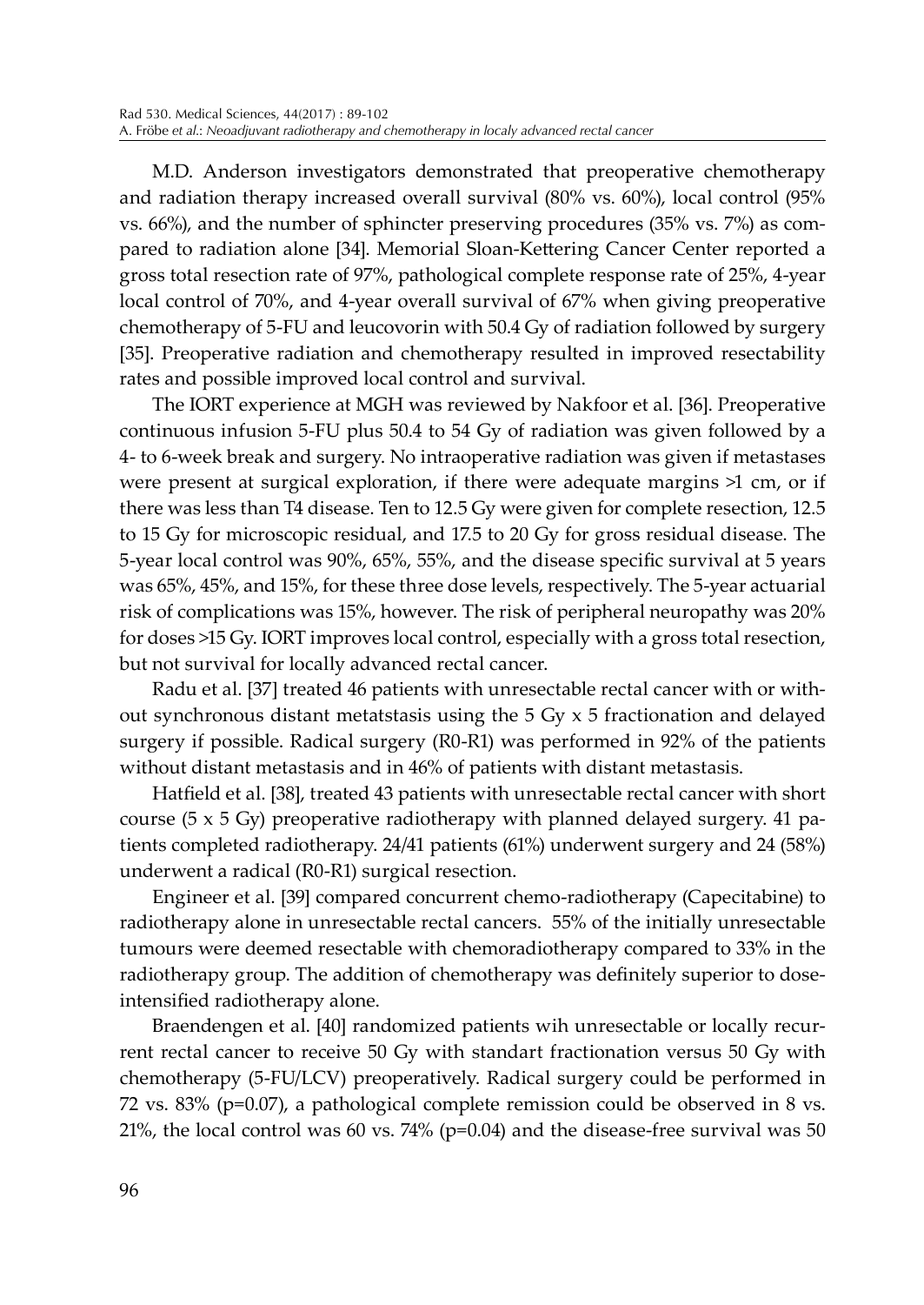M.D. Anderson investigators demonstrated that preoperative chemotherapy and radiation therapy increased overall survival (80% vs. 60%), local control (95% vs. 66%), and the number of sphincter preserving procedures (35% vs. 7%) as compared to radiation alone [34]. Memorial Sloan-Kettering Cancer Center reported a gross total resection rate of 97%, pathological complete response rate of 25%, 4-year local control of 70%, and 4-year overall survival of 67% when giving preoperative chemotherapy of 5-FU and leucovorin with 50.4 Gy of radiation followed by surgery [35]. Preoperative radiation and chemotherapy resulted in improved resectability rates and possible improved local control and survival.

The IORT experience at MGH was reviewed by Nakfoor et al. [36]. Preoperative continuous infusion 5-FU plus 50.4 to 54 Gy of radiation was given followed by a 4- to 6-week break and surgery. No intraoperative radiation was given if metastases were present at surgical exploration, if there were adequate margins >1 cm, or if there was less than T4 disease. Ten to 12.5 Gy were given for complete resection, 12.5 to 15 Gy for microscopic residual, and 17.5 to 20 Gy for gross residual disease. The 5-year local control was 90%, 65%, 55%, and the disease specific survival at 5 years was 65%, 45%, and 15%, for these three dose levels, respectively. The 5-year actuarial risk of complications was 15%, however. The risk of peripheral neuropathy was 20% for doses >15 Gy. IORT improves local control, especially with a gross total resection, but not survival for locally advanced rectal cancer.

Radu et al. [37] treated 46 patients with unresectable rectal cancer with or without synchronous distant metatstasis using the 5 Gy x 5 fractionation and delayed surgery if possible. Radical surgery (R0-R1) was performed in 92% of the patients without distant metastasis and in 46% of patients with distant metastasis.

Hatfield et al. [38], treated 43 patients with unresectable rectal cancer with short course (5 x 5 Gy) preoperative radiotherapy with planned delayed surgery. 41 patients completed radiotherapy. 24/41 patients (61%) underwent surgery and 24 (58%) underwent a radical (R0-R1) surgical resection.

Engineer et al. [39] compared concurrent chemo-radiotherapy (Capecitabine) to radiotherapy alone in unresectable rectal cancers. 55% of the initially unresectable tumours were deemed resectable with chemoradiotherapy compared to 33% in the radiotherapy group. The addition of chemotherapy was definitely superior to dose-intensified radiotherapy alone.

Braendengen et al. [40] randomized patients wih unresectable or locally recurrent rectal cancer to receive 50 Gy with standart fractionation versus 50 Gy with chemotherapy (5-FU/LCV) preoperatively. Radical surgery could be performed in 72 vs. 83% ($p=0.07$), a pathological complete remission could be observed in 8 vs. 21%, the local control was 60 vs. 74% ($p=0.04$) and the disease-free survival was 50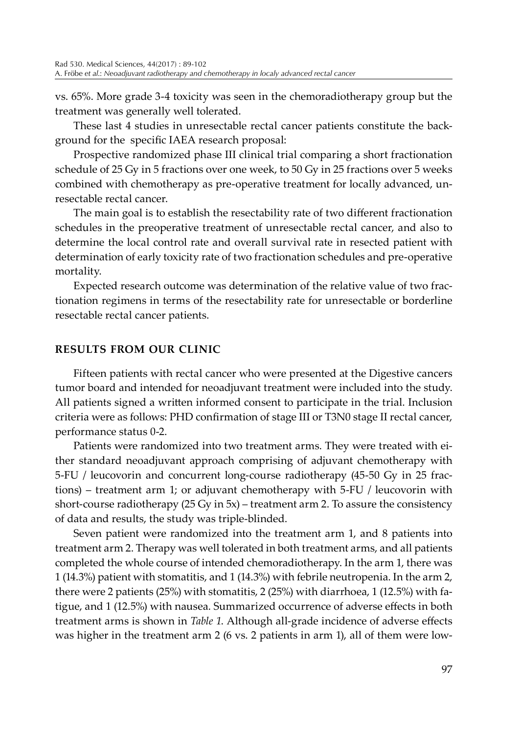vs. 65%. More grade 3-4 toxicity was seen in the chemoradiotherapy group but the treatment was generally well tolerated.

These last 4 studies in unresectable rectal cancer patients constitute the background for the specific IAEA research proposal:

Prospective randomized phase III clinical trial comparing a short fractionation schedule of 25 Gy in 5 fractions over one week, to 50 Gy in 25 fractions over 5 weeks combined with chemotherapy as pre-operative treatment for locally advanced, unresectable rectal cancer.

The main goal is to establish the resectability rate of two different fractionation schedules in the preoperative treatment of unresectable rectal cancer, and also to determine the local control rate and overall survival rate in resected patient with determination of early toxicity rate of two fractionation schedules and pre-operative mortality.

Expected research outcome was determination of the relative value of two fractionation regimens in terms of the resectability rate for unresectable or borderline resectable rectal cancer patients.

## RESULTS FROM OUR CLINIC

Fifteen patients with rectal cancer who were presented at the Digestive cancers tumor board and intended for neoadjuvant treatment were included into the study. All patients signed a written informed consent to participate in the trial. Inclusion criteria were as follows: PHD confirmation of stage III or T3N0 stage II rectal cancer, performance status 0-2.

Patients were randomized into two treatment arms. They were treated with either standard neoadjuvant approach comprising of adjuvant chemotherapy with 5-FU / leucovorin and concurrent long-course radiotherapy (45-50 Gy in 25 fractions) – treatment arm 1; or adjuvant chemotherapy with 5-FU / leucovorin with short-course radiotherapy (25 Gy in 5x) – treatment arm 2. To assure the consistency of data and results, the study was triple-blinded.

Seven patient were randomized into the treatment arm 1, and 8 patients into treatment arm 2. Therapy was well tolerated in both treatment arms, and all patients completed the whole course of intended chemoradiotherapy. In the arm 1, there was 1 (14.3%) patient with stomatitis, and 1 (14.3%) with febrile neutropenia. In the arm 2, there were 2 patients (25%) with stomatitis, 2 (25%) with diarrhoea, 1 (12.5%) with fatigue, and 1 (12.5%) with nausea. Summarized occurrence of adverse effects in both treatment arms is shown in *Table 1.* Although all-grade incidence of adverse effects was higher in the treatment arm 2 (6 vs. 2 patients in arm 1), all of them were low-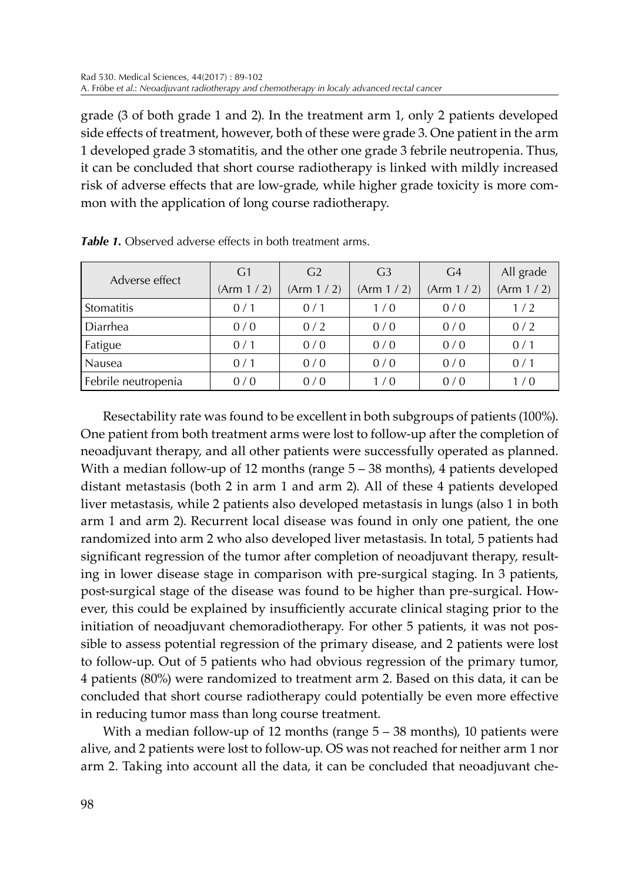grade (3 of both grade 1 and 2). In the treatment arm 1, only 2 patients developed side effects of treatment, however, both of these were grade 3. One patient in the arm 1 developed grade 3 stomatitis, and the other one grade 3 febrile neutropenia. Thus, it can be concluded that short course radiotherapy is linked with mildly increased risk of adverse effects that are low-grade, while higher grade toxicity is more common with the application of long course radiotherapy.

***Table 1.*** Observed adverse effects in both treatment arms.

| Adverse effect | G1 (Arm 1 / 2) | G2 (Arm 1 / 2) | G3 (Arm 1 / 2) | G4 (Arm 1 / 2) | All grade (Arm 1 / 2) |
|---|---|---|---|---|---|
| Stomatitis | 0 / 1 | 0 / 1 | 1 / 0 | 0 / 0 | 1 / 2 |
| Diarrhea | 0 / 0 | 0 / 2 | 0 / 0 | 0 / 0 | 0 / 2 |
| Fatigue | 0 / 1 | 0 / 0 | 0 / 0 | 0 / 0 | 0 / 1 |
| Nausea | 0 / 1 | 0 / 0 | 0 / 0 | 0 / 0 | 0 / 1 |
| Febrile neutropenia | 0 / 0 | 0 / 0 | 1 / 0 | 0 / 0 | 1 / 0 |

Resectability rate was found to be excellent in both subgroups of patients (100%). One patient from both treatment arms were lost to follow-up after the completion of neoadjuvant therapy, and all other patients were successfully operated as planned. With a median follow-up of 12 months (range 5 – 38 months), 4 patients developed distant metastasis (both 2 in arm 1 and arm 2). All of these 4 patients developed liver metastasis, while 2 patients also developed metastasis in lungs (also 1 in both arm 1 and arm 2). Recurrent local disease was found in only one patient, the one randomized into arm 2 who also developed liver metastasis. In total, 5 patients had significant regression of the tumor after completion of neoadjuvant therapy, resulting in lower disease stage in comparison with pre-surgical staging. In 3 patients, post-surgical stage of the disease was found to be higher than pre-surgical. However, this could be explained by insufficiently accurate clinical staging prior to the initiation of neoadjuvant chemoradiotherapy. For other 5 patients, it was not possible to assess potential regression of the primary disease, and 2 patients were lost to follow-up. Out of 5 patients who had obvious regression of the primary tumor, 4 patients (80%) were randomized to treatment arm 2. Based on this data, it can be concluded that short course radiotherapy could potentially be even more effective in reducing tumor mass than long course treatment.

With a median follow-up of 12 months (range 5 – 38 months), 10 patients were alive, and 2 patients were lost to follow-up. OS was not reached for neither arm 1 nor arm 2. Taking into account all the data, it can be concluded that neoadjuvant che-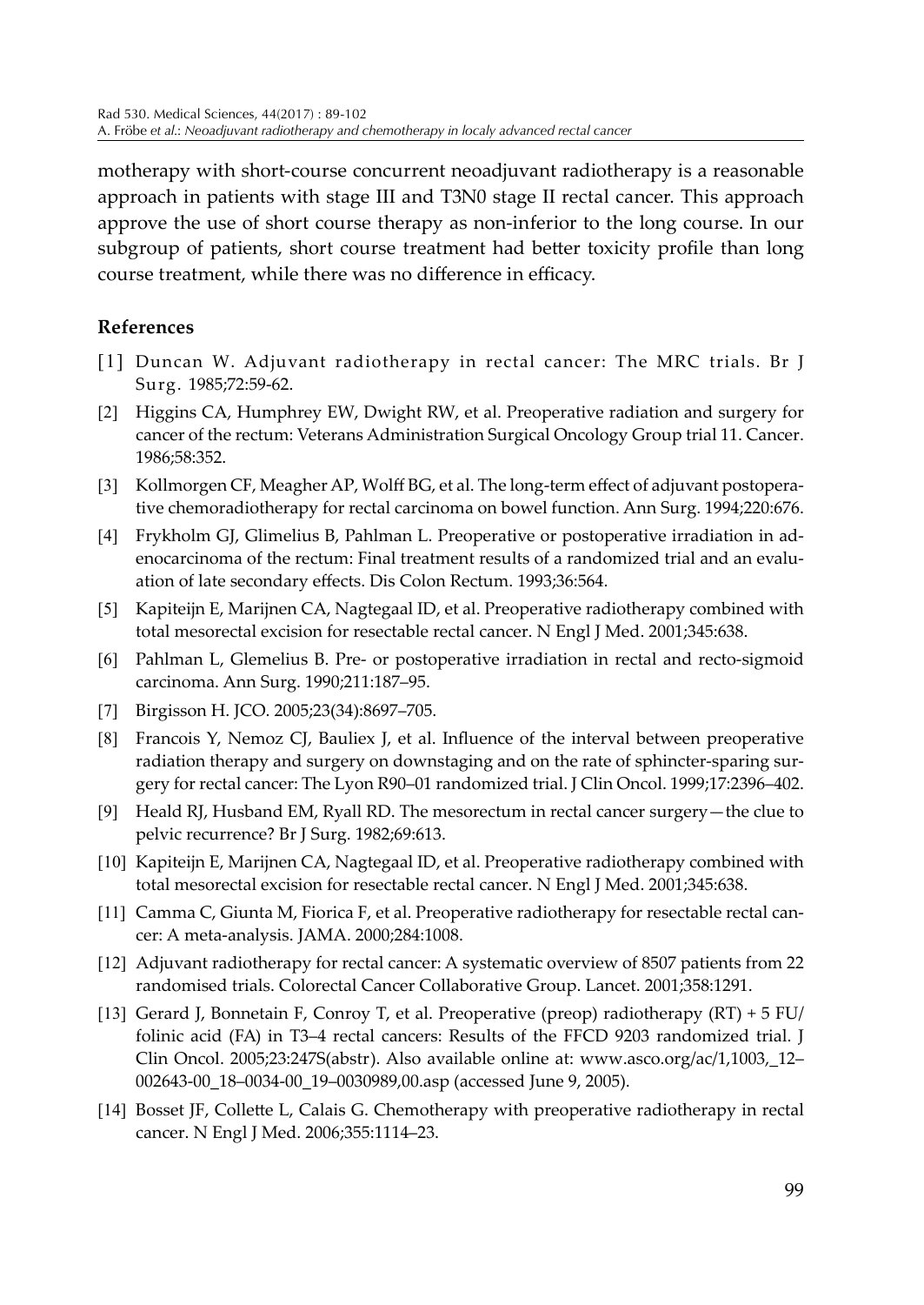motherapy with short-course concurrent neoadjuvant radiotherapy is a reasonable approach in patients with stage III and T3N0 stage II rectal cancer. This approach approve the use of short course therapy as non-inferior to the long course. In our subgroup of patients, short course treatment had better toxicity profile than long course treatment, while there was no difference in efficacy.

## References

[1] Duncan W. Adjuvant radiotherapy in rectal cancer: The MRC trials. Br J Surg. 1985;72:59-62.

[2] Higgins CA, Humphrey EW, Dwight RW, et al. Preoperative radiation and surgery for cancer of the rectum: Veterans Administration Surgical Oncology Group trial 11. Cancer. 1986;58:352.

[3] Kollmorgen CF, Meagher AP, Wolff BG, et al. The long-term effect of adjuvant postoperative chemoradiotherapy for rectal carcinoma on bowel function. Ann Surg. 1994;220:676.

[4] Frykholm GJ, Glimelius B, Pahlman L. Preoperative or postoperative irradiation in adenocarcinoma of the rectum: Final treatment results of a randomized trial and an evaluation of late secondary effects. Dis Colon Rectum. 1993;36:564.

[5] Kapiteijn E, Marijnen CA, Nagtegaal ID, et al. Preoperative radiotherapy combined with total mesorectal excision for resectable rectal cancer. N Engl J Med. 2001;345:638.

[6] Pahlman L, Glemelius B. Pre- or postoperative irradiation in rectal and recto-sigmoid carcinoma. Ann Surg. 1990;211:187–95.

[7] Birgisson H. JCO. 2005;23(34):8697–705.

[8] Francois Y, Nemoz CJ, Bauliex J, et al. Influence of the interval between preoperative radiation therapy and surgery on downstaging and on the rate of sphincter-sparing surgery for rectal cancer: The Lyon R90–01 randomized trial. J Clin Oncol. 1999;17:2396–402.

[9] Heald RJ, Husband EM, Ryall RD. The mesorectum in rectal cancer surgery—the clue to pelvic recurrence? Br J Surg. 1982;69:613.

[10] Kapiteijn E, Marijnen CA, Nagtegaal ID, et al. Preoperative radiotherapy combined with total mesorectal excision for resectable rectal cancer. N Engl J Med. 2001;345:638.

[11] Camma C, Giunta M, Fiorica F, et al. Preoperative radiotherapy for resectable rectal cancer: A meta-analysis. JAMA. 2000;284:1008.

[12] Adjuvant radiotherapy for rectal cancer: A systematic overview of 8507 patients from 22 randomised trials. Colorectal Cancer Collaborative Group. Lancet. 2001;358:1291.

[13] Gerard J, Bonnetain F, Conroy T, et al. Preoperative (preop) radiotherapy (RT) + 5 FU/folinic acid (FA) in T3–4 rectal cancers: Results of the FFCD 9203 randomized trial. J Clin Oncol. 2005;23:247S(abstr). Also available online at: www.asco.org/ac/1,1003,_12–002643-00_18–0034-00_19–0030989,00.asp (accessed June 9, 2005).

[14] Bosset JF, Collette L, Calais G. Chemotherapy with preoperative radiotherapy in rectal cancer. N Engl J Med. 2006;355:1114–23.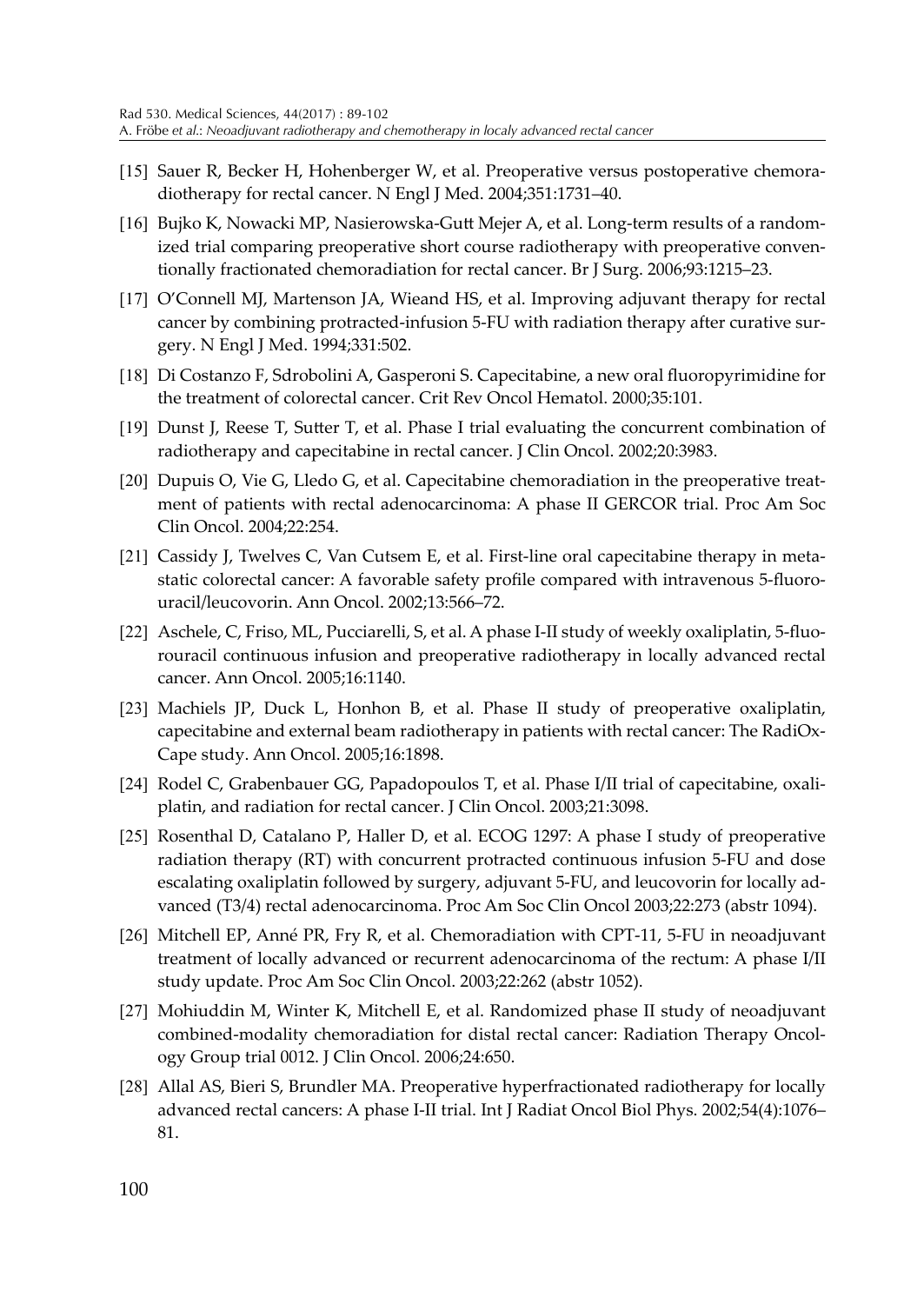[15] Sauer R, Becker H, Hohenberger W, et al. Preoperative versus postoperative chemoradiotherapy for rectal cancer. N Engl J Med. 2004;351:1731–40.

[16] Bujko K, Nowacki MP, Nasierowska-Gutt Mejer A, et al. Long-term results of a randomized trial comparing preoperative short course radiotherapy with preoperative conventionally fractionated chemoradiation for rectal cancer. Br J Surg. 2006;93:1215–23.

[17] O'Connell MJ, Martenson JA, Wieand HS, et al. Improving adjuvant therapy for rectal cancer by combining protracted-infusion 5-FU with radiation therapy after curative surgery. N Engl J Med. 1994;331:502.

[18] Di Costanzo F, Sdrobolini A, Gasperoni S. Capecitabine, a new oral fluoropyrimidine for the treatment of colorectal cancer. Crit Rev Oncol Hematol. 2000;35:101.

[19] Dunst J, Reese T, Sutter T, et al. Phase I trial evaluating the concurrent combination of radiotherapy and capecitabine in rectal cancer. J Clin Oncol. 2002;20:3983.

[20] Dupuis O, Vie G, Lledo G, et al. Capecitabine chemoradiation in the preoperative treatment of patients with rectal adenocarcinoma: A phase II GERCOR trial. Proc Am Soc Clin Oncol. 2004;22:254.

[21] Cassidy J, Twelves C, Van Cutsem E, et al. First-line oral capecitabine therapy in metastatic colorectal cancer: A favorable safety profile compared with intravenous 5-fluorouracil/leucovorin. Ann Oncol. 2002;13:566–72.

[22] Aschele, C, Friso, ML, Pucciarelli, S, et al. A phase I-II study of weekly oxaliplatin, 5-fluorouracil continuous infusion and preoperative radiotherapy in locally advanced rectal cancer. Ann Oncol. 2005;16:1140.

[23] Machiels JP, Duck L, Honhon B, et al. Phase II study of preoperative oxaliplatin, capecitabine and external beam radiotherapy in patients with rectal cancer: The RadiOx-Cape study. Ann Oncol. 2005;16:1898.

[24] Rodel C, Grabenbauer GG, Papadopoulos T, et al. Phase I/II trial of capecitabine, oxaliplatin, and radiation for rectal cancer. J Clin Oncol. 2003;21:3098.

[25] Rosenthal D, Catalano P, Haller D, et al. ECOG 1297: A phase I study of preoperative radiation therapy (RT) with concurrent protracted continuous infusion 5-FU and dose escalating oxaliplatin followed by surgery, adjuvant 5-FU, and leucovorin for locally advanced (T3/4) rectal adenocarcinoma. Proc Am Soc Clin Oncol 2003;22:273 (abstr 1094).

[26] Mitchell EP, Anné PR, Fry R, et al. Chemoradiation with CPT-11, 5-FU in neoadjuvant treatment of locally advanced or recurrent adenocarcinoma of the rectum: A phase I/II study update. Proc Am Soc Clin Oncol. 2003;22:262 (abstr 1052).

[27] Mohiuddin M, Winter K, Mitchell E, et al. Randomized phase II study of neoadjuvant combined-modality chemoradiation for distal rectal cancer: Radiation Therapy Oncology Group trial 0012. J Clin Oncol. 2006;24:650.

[28] Allal AS, Bieri S, Brundler MA. Preoperative hyperfractionated radiotherapy for locally advanced rectal cancers: A phase I-II trial. Int J Radiat Oncol Biol Phys. 2002;54(4):1076–81.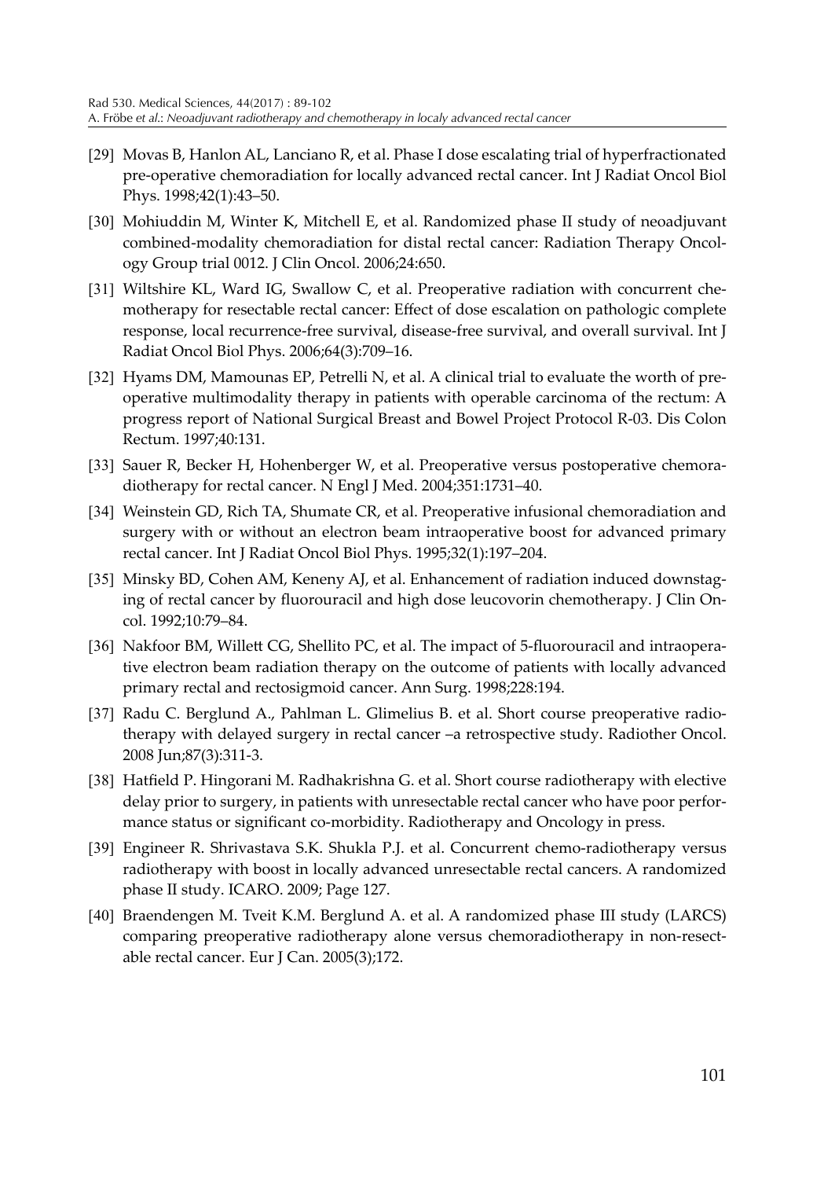[29] Movas B, Hanlon AL, Lanciano R, et al. Phase I dose escalating trial of hyperfractionated pre-operative chemoradiation for locally advanced rectal cancer. Int J Radiat Oncol Biol Phys. 1998;42(1):43–50.

[30] Mohiuddin M, Winter K, Mitchell E, et al. Randomized phase II study of neoadjuvant combined-modality chemoradiation for distal rectal cancer: Radiation Therapy Oncology Group trial 0012. J Clin Oncol. 2006;24:650.

[31] Wiltshire KL, Ward IG, Swallow C, et al. Preoperative radiation with concurrent chemotherapy for resectable rectal cancer: Effect of dose escalation on pathologic complete response, local recurrence-free survival, disease-free survival, and overall survival. Int J Radiat Oncol Biol Phys. 2006;64(3):709–16.

[32] Hyams DM, Mamounas EP, Petrelli N, et al. A clinical trial to evaluate the worth of preoperative multimodality therapy in patients with operable carcinoma of the rectum: A progress report of National Surgical Breast and Bowel Project Protocol R-03. Dis Colon Rectum. 1997;40:131.

[33] Sauer R, Becker H, Hohenberger W, et al. Preoperative versus postoperative chemoradiotherapy for rectal cancer. N Engl J Med. 2004;351:1731–40.

[34] Weinstein GD, Rich TA, Shumate CR, et al. Preoperative infusional chemoradiation and surgery with or without an electron beam intraoperative boost for advanced primary rectal cancer. Int J Radiat Oncol Biol Phys. 1995;32(1):197–204.

[35] Minsky BD, Cohen AM, Keneny AJ, et al. Enhancement of radiation induced downstaging of rectal cancer by fluorouracil and high dose leucovorin chemotherapy. J Clin Oncol. 1992;10:79–84.

[36] Nakfoor BM, Willett CG, Shellito PC, et al. The impact of 5-fluorouracil and intraoperative electron beam radiation therapy on the outcome of patients with locally advanced primary rectal and rectosigmoid cancer. Ann Surg. 1998;228:194.

[37] Radu C. Berglund A., Pahlman L. Glimelius B. et al. Short course preoperative radiotherapy with delayed surgery in rectal cancer –a retrospective study. Radiother Oncol. 2008 Jun;87(3):311-3.

[38] Hatfield P. Hingorani M. Radhakrishna G. et al. Short course radiotherapy with elective delay prior to surgery, in patients with unresectable rectal cancer who have poor performance status or significant co-morbidity. Radiotherapy and Oncology in press.

[39] Engineer R. Shrivastava S.K. Shukla P.J. et al. Concurrent chemo-radiotherapy versus radiotherapy with boost in locally advanced unresectable rectal cancers. A randomized phase II study. ICARO. 2009; Page 127.

[40] Braendengen M. Tveit K.M. Berglund A. et al. A randomized phase III study (LARCS) comparing preoperative radiotherapy alone versus chemoradiotherapy in non-resectable rectal cancer. Eur J Can. 2005(3);172.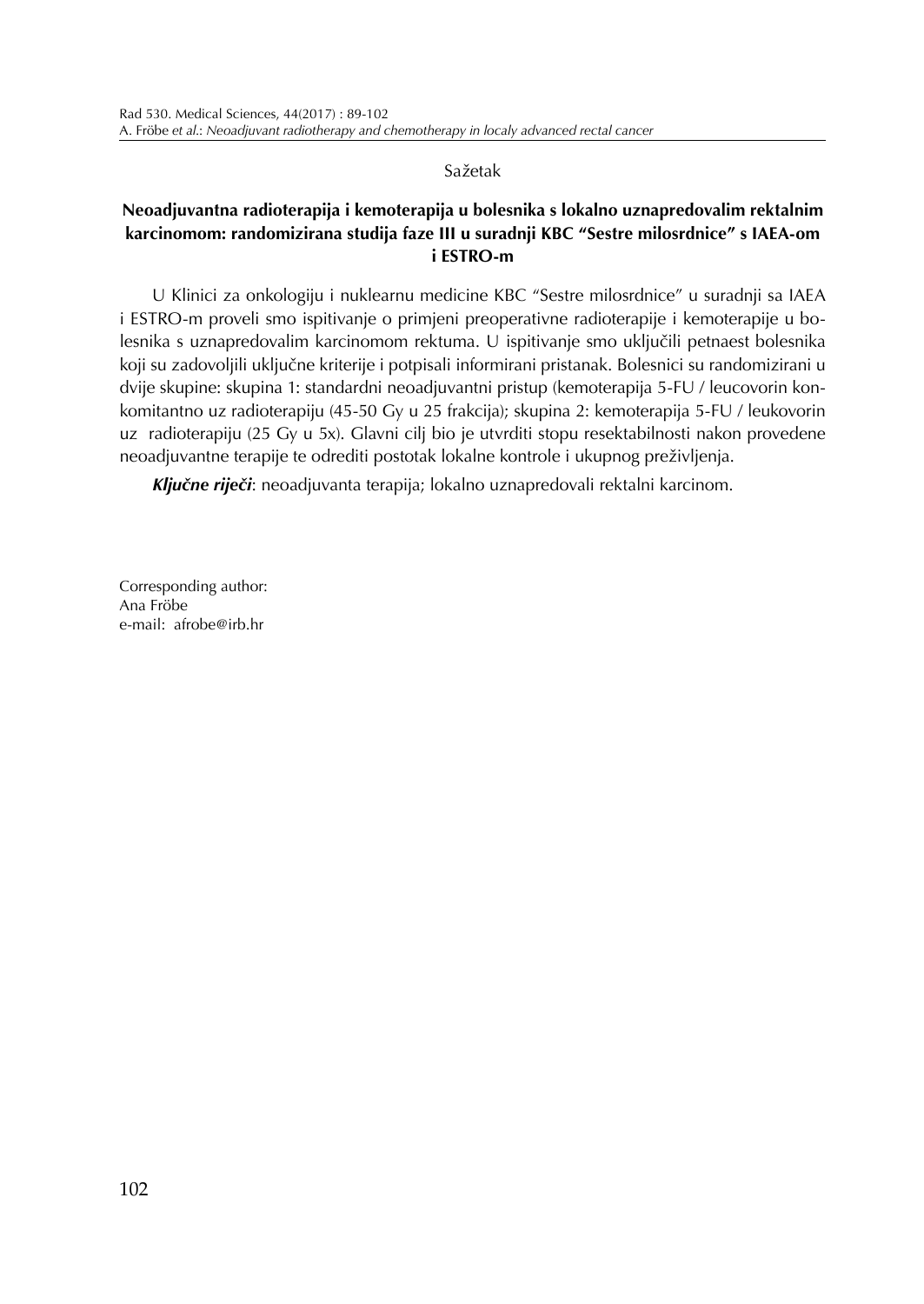Sažetak

## Neoadjuvantna radioterapija i kemoterapija u bolesnika s lokalno uznapredovalim rektalnim karcinomom: randomizirana studija faze III u suradnji KBC "Sestre milosrdnice" s IAEA-om i ESTRO-m

U Klinici za onkologiju i nuklearnu medicine KBC "Sestre milosrdnice" u suradnji sa IAEA i ESTRO-m proveli smo ispitivanje o primjeni preoperativne radioterapije i kemoterapije u bolesnika s uznapredovalim karcinomom rektuma. U ispitivanje smo uključili petnaest bolesnika koji su zadovoljili uključne kriterije i potpisali informirani pristanak. Bolesnici su randomizirani u dvije skupine: skupina 1: standardni neoadjuvantni pristup (kemoterapija 5-FU / leucovorin konkomitantno uz radioterapiju (45-50 Gy u 25 frakcija); skupina 2: kemoterapija 5-FU / leukovorin uz radioterapiju (25 Gy u 5x). Glavni cilj bio je utvrditi stopu resektabilnosti nakon provedene neoadjuvantne terapije te odrediti postotak lokalne kontrole i ukupnog preživljenja.

***Ključne riječi***: neoadjuvanta terapija; lokalno uznapredovali rektalni karcinom.

Corresponding author:
Ana Fröbe
e-mail: afrobe@irb.hr